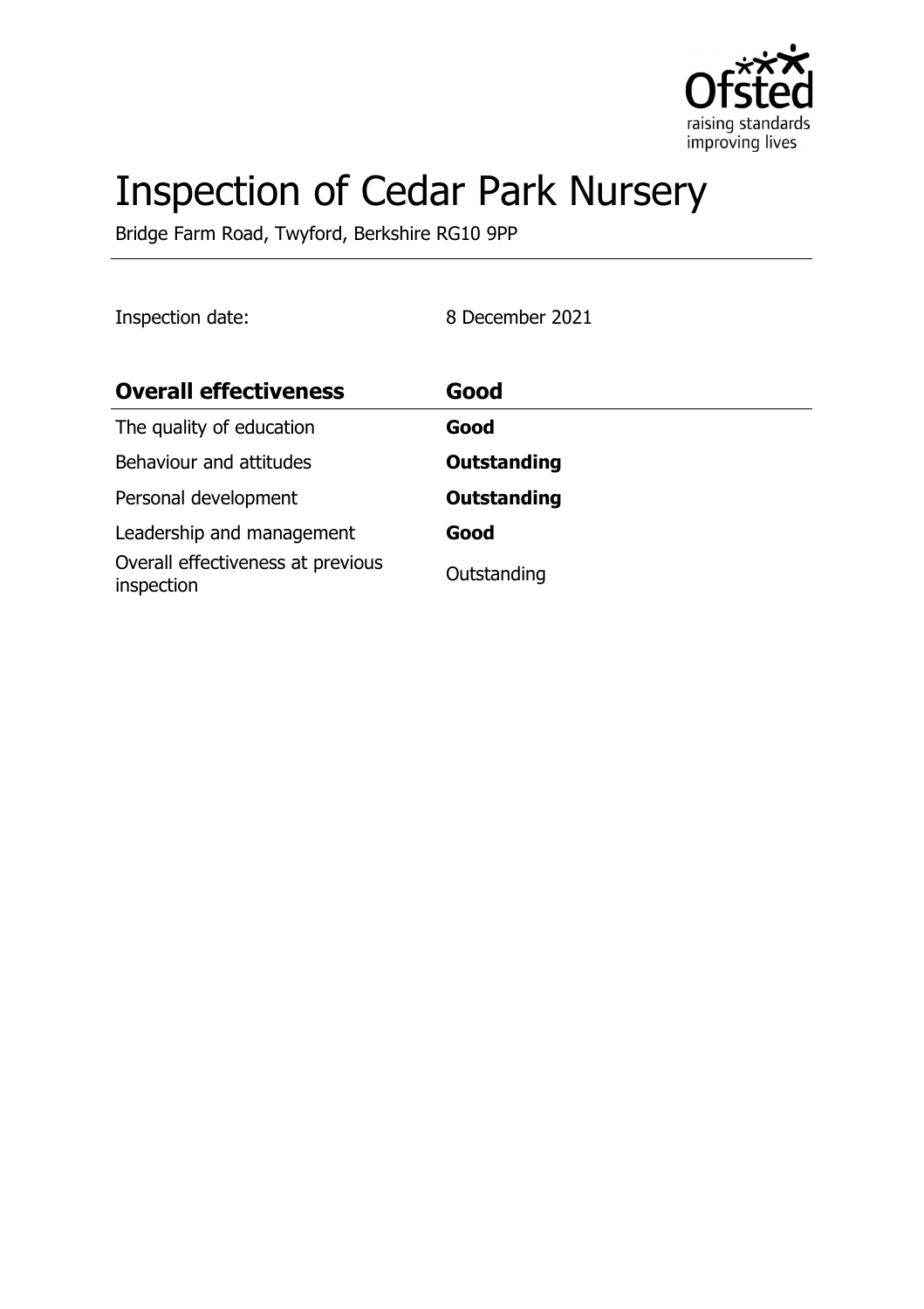# Inspection of Cedar Park Nursery

Bridge Farm Road, Twyford, Berkshire RG10 9PP

Inspection date: 8 December 2021

| **Overall effectiveness** | **Good** |
| --- | --- |
| The quality of education | **Good** |
| Behaviour and attitudes | **Outstanding** |
| Personal development | **Outstanding** |
| Leadership and management | **Good** |
| Overall effectiveness at previous inspection | Outstanding |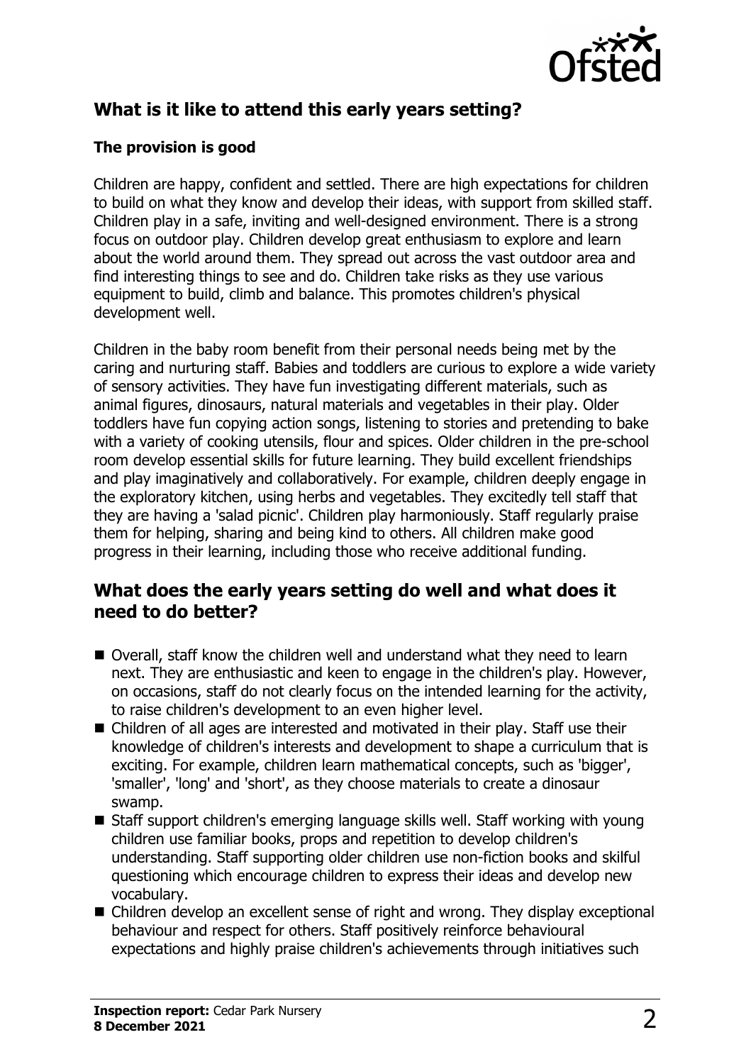## What is it like to attend this early years setting?

### The provision is good

Children are happy, confident and settled. There are high expectations for children to build on what they know and develop their ideas, with support from skilled staff. Children play in a safe, inviting and well-designed environment. There is a strong focus on outdoor play. Children develop great enthusiasm to explore and learn about the world around them. They spread out across the vast outdoor area and find interesting things to see and do. Children take risks as they use various equipment to build, climb and balance. This promotes children's physical development well.

Children in the baby room benefit from their personal needs being met by the caring and nurturing staff. Babies and toddlers are curious to explore a wide variety of sensory activities. They have fun investigating different materials, such as animal figures, dinosaurs, natural materials and vegetables in their play. Older toddlers have fun copying action songs, listening to stories and pretending to bake with a variety of cooking utensils, flour and spices. Older children in the pre-school room develop essential skills for future learning. They build excellent friendships and play imaginatively and collaboratively. For example, children deeply engage in the exploratory kitchen, using herbs and vegetables. They excitedly tell staff that they are having a 'salad picnic'. Children play harmoniously. Staff regularly praise them for helping, sharing and being kind to others. All children make good progress in their learning, including those who receive additional funding.

## What does the early years setting do well and what does it need to do better?

- Overall, staff know the children well and understand what they need to learn next. They are enthusiastic and keen to engage in the children's play. However, on occasions, staff do not clearly focus on the intended learning for the activity, to raise children's development to an even higher level.
- Children of all ages are interested and motivated in their play. Staff use their knowledge of children's interests and development to shape a curriculum that is exciting. For example, children learn mathematical concepts, such as 'bigger', 'smaller', 'long' and 'short', as they choose materials to create a dinosaur swamp.
- Staff support children's emerging language skills well. Staff working with young children use familiar books, props and repetition to develop children's understanding. Staff supporting older children use non-fiction books and skilful questioning which encourage children to express their ideas and develop new vocabulary.
- Children develop an excellent sense of right and wrong. They display exceptional behaviour and respect for others. Staff positively reinforce behavioural expectations and highly praise children's achievements through initiatives such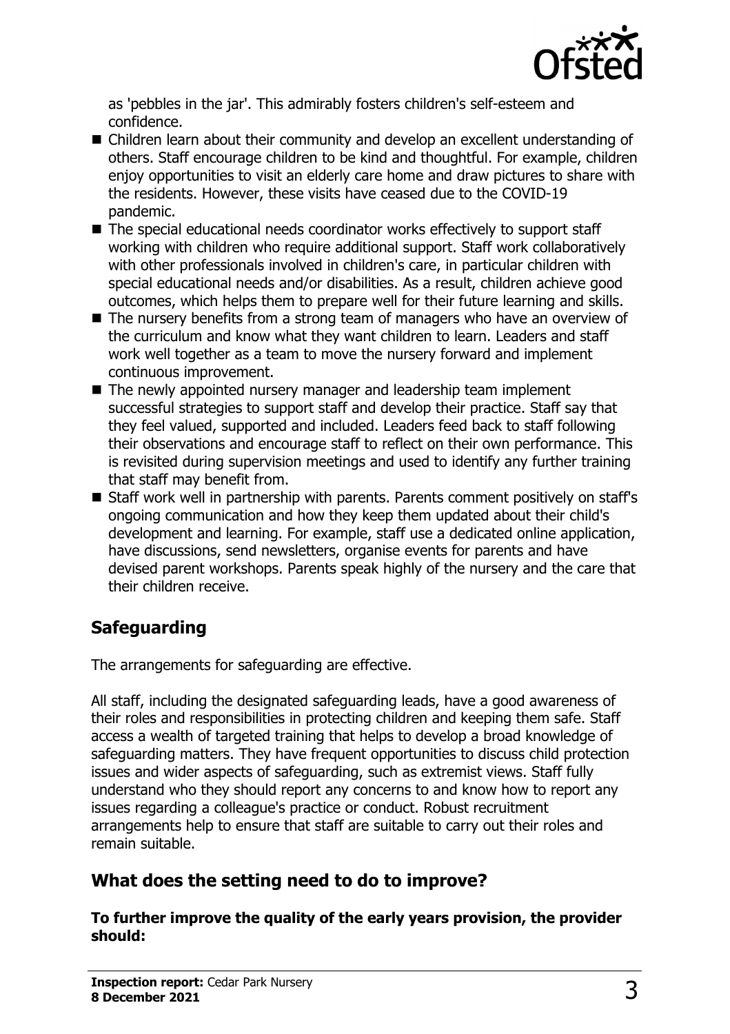as 'pebbles in the jar'. This admirably fosters children's self-esteem and confidence.

- Children learn about their community and develop an excellent understanding of others. Staff encourage children to be kind and thoughtful. For example, children enjoy opportunities to visit an elderly care home and draw pictures to share with the residents. However, these visits have ceased due to the COVID-19 pandemic.
- The special educational needs coordinator works effectively to support staff working with children who require additional support. Staff work collaboratively with other professionals involved in children's care, in particular children with special educational needs and/or disabilities. As a result, children achieve good outcomes, which helps them to prepare well for their future learning and skills.
- The nursery benefits from a strong team of managers who have an overview of the curriculum and know what they want children to learn. Leaders and staff work well together as a team to move the nursery forward and implement continuous improvement.
- The newly appointed nursery manager and leadership team implement successful strategies to support staff and develop their practice. Staff say that they feel valued, supported and included. Leaders feed back to staff following their observations and encourage staff to reflect on their own performance. This is revisited during supervision meetings and used to identify any further training that staff may benefit from.
- Staff work well in partnership with parents. Parents comment positively on staff's ongoing communication and how they keep them updated about their child's development and learning. For example, staff use a dedicated online application, have discussions, send newsletters, organise events for parents and have devised parent workshops. Parents speak highly of the nursery and the care that their children receive.

## Safeguarding

The arrangements for safeguarding are effective.

All staff, including the designated safeguarding leads, have a good awareness of their roles and responsibilities in protecting children and keeping them safe. Staff access a wealth of targeted training that helps to develop a broad knowledge of safeguarding matters. They have frequent opportunities to discuss child protection issues and wider aspects of safeguarding, such as extremist views. Staff fully understand who they should report any concerns to and know how to report any issues regarding a colleague's practice or conduct. Robust recruitment arrangements help to ensure that staff are suitable to carry out their roles and remain suitable.

## What does the setting need to do to improve?

**To further improve the quality of the early years provision, the provider should:**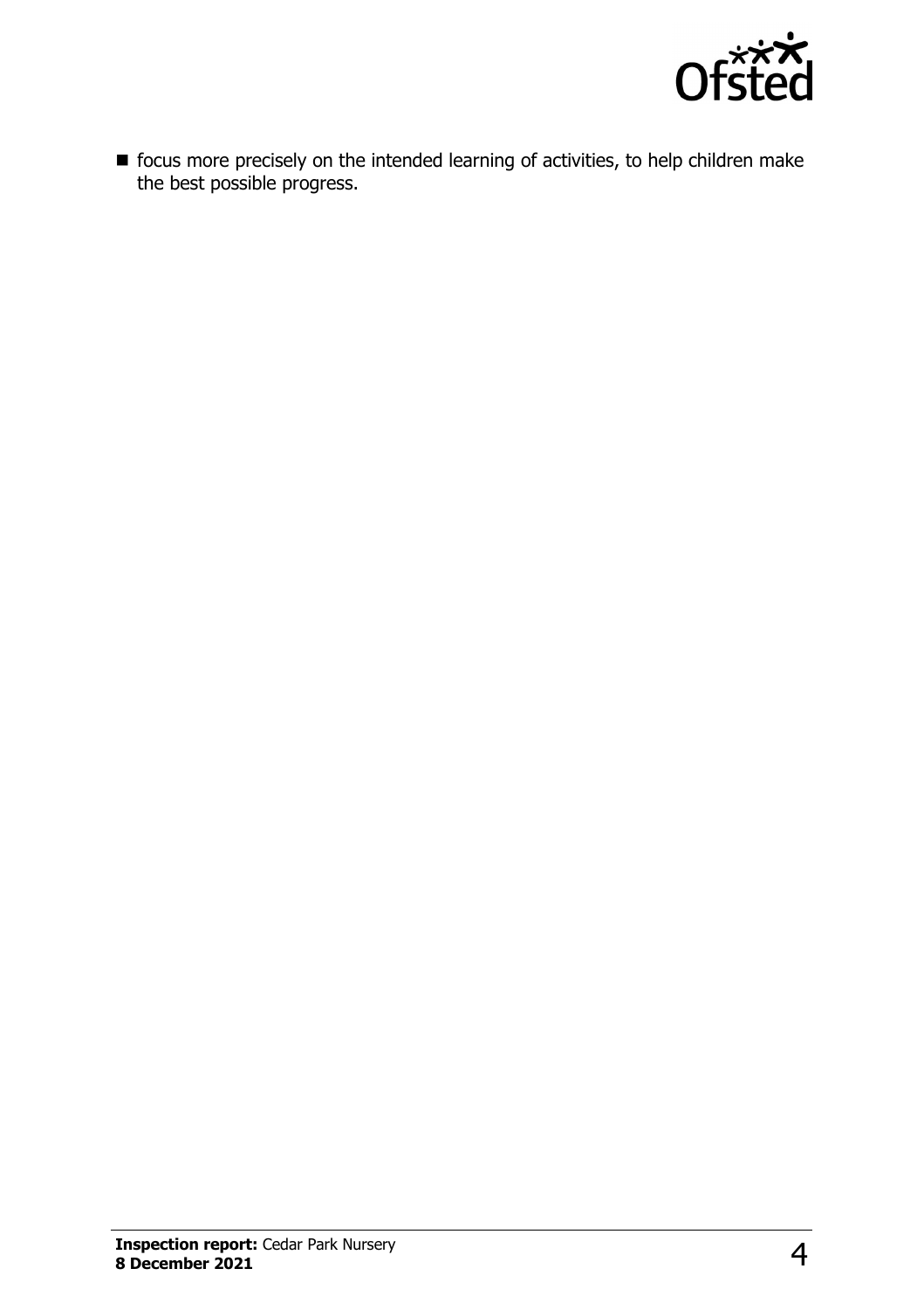- focus more precisely on the intended learning of activities, to help children make the best possible progress.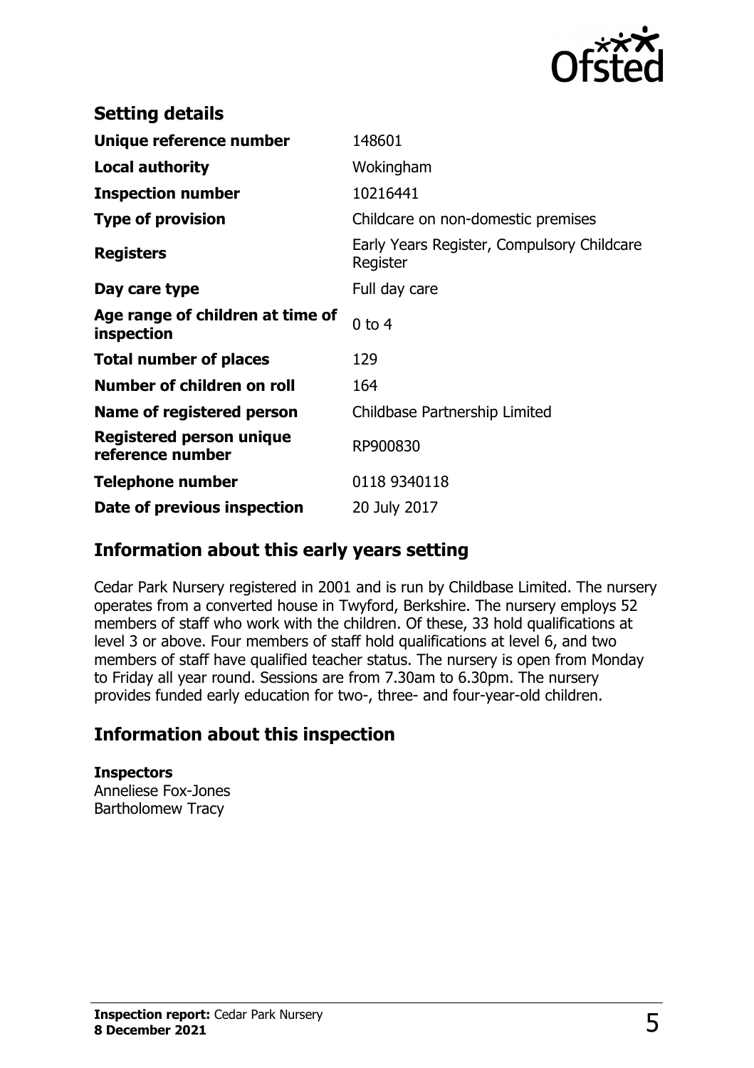## Setting details

| | |
|---|---|
| **Unique reference number** | 148601 |
| **Local authority** | Wokingham |
| **Inspection number** | 10216441 |
| **Type of provision** | Childcare on non-domestic premises |
| **Registers** | Early Years Register, Compulsory Childcare Register |
| **Day care type** | Full day care |
| **Age range of children at time of inspection** | 0 to 4 |
| **Total number of places** | 129 |
| **Number of children on roll** | 164 |
| **Name of registered person** | Childbase Partnership Limited |
| **Registered person unique reference number** | RP900830 |
| **Telephone number** | 0118 9340118 |
| **Date of previous inspection** | 20 July 2017 |

## Information about this early years setting

Cedar Park Nursery registered in 2001 and is run by Childbase Limited. The nursery operates from a converted house in Twyford, Berkshire. The nursery employs 52 members of staff who work with the children. Of these, 33 hold qualifications at level 3 or above. Four members of staff hold qualifications at level 6, and two members of staff have qualified teacher status. The nursery is open from Monday to Friday all year round. Sessions are from 7.30am to 6.30pm. The nursery provides funded early education for two-, three- and four-year-old children.

## Information about this inspection

**Inspectors**
Anneliese Fox-Jones
Bartholomew Tracy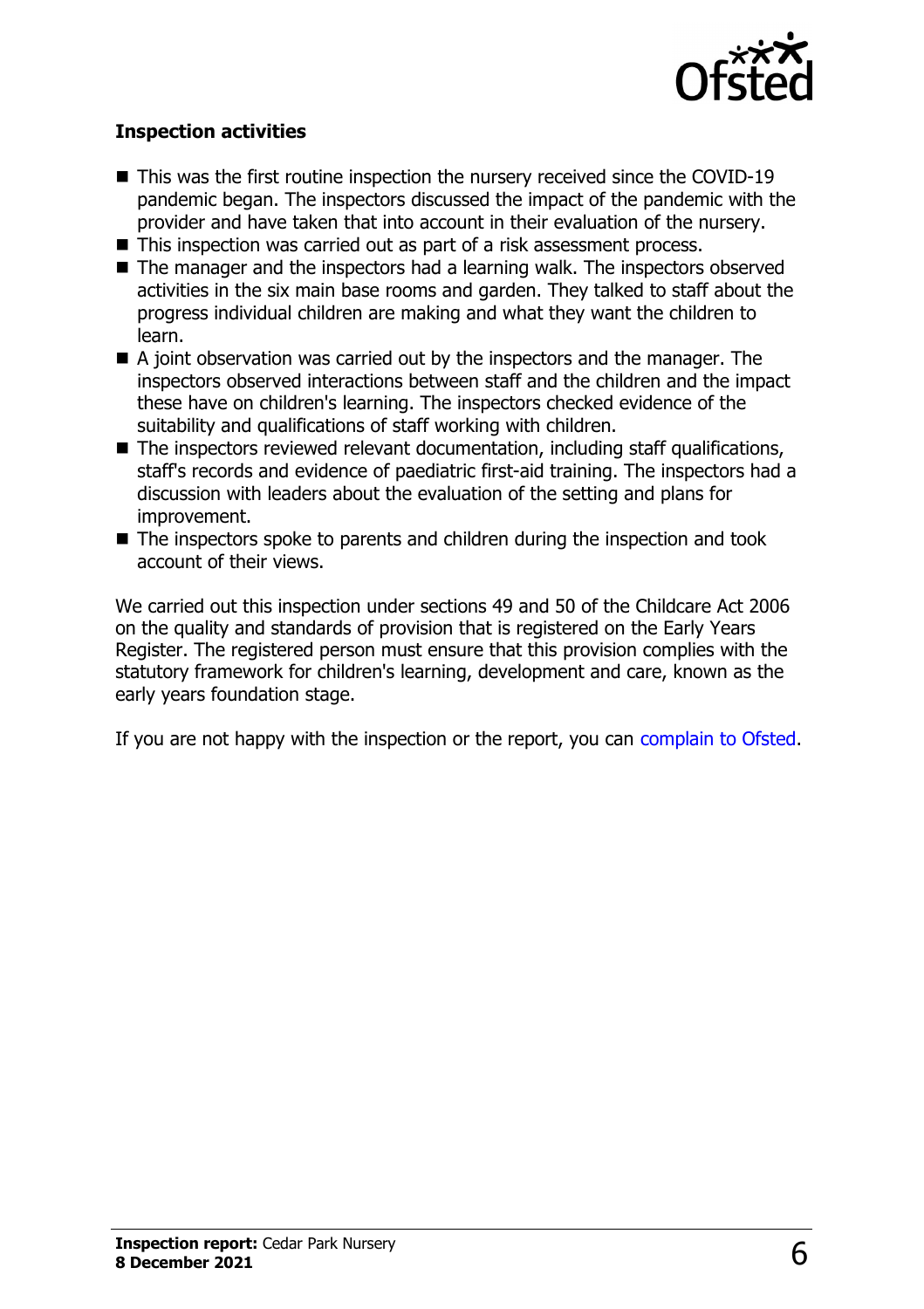**Inspection activities**

- This was the first routine inspection the nursery received since the COVID-19 pandemic began. The inspectors discussed the impact of the pandemic with the provider and have taken that into account in their evaluation of the nursery.
- This inspection was carried out as part of a risk assessment process.
- The manager and the inspectors had a learning walk. The inspectors observed activities in the six main base rooms and garden. They talked to staff about the progress individual children are making and what they want the children to learn.
- A joint observation was carried out by the inspectors and the manager. The inspectors observed interactions between staff and the children and the impact these have on children's learning. The inspectors checked evidence of the suitability and qualifications of staff working with children.
- The inspectors reviewed relevant documentation, including staff qualifications, staff's records and evidence of paediatric first-aid training. The inspectors had a discussion with leaders about the evaluation of the setting and plans for improvement.
- The inspectors spoke to parents and children during the inspection and took account of their views.

We carried out this inspection under sections 49 and 50 of the Childcare Act 2006 on the quality and standards of provision that is registered on the Early Years Register. The registered person must ensure that this provision complies with the statutory framework for children's learning, development and care, known as the early years foundation stage.

If you are not happy with the inspection or the report, you can complain to Ofsted.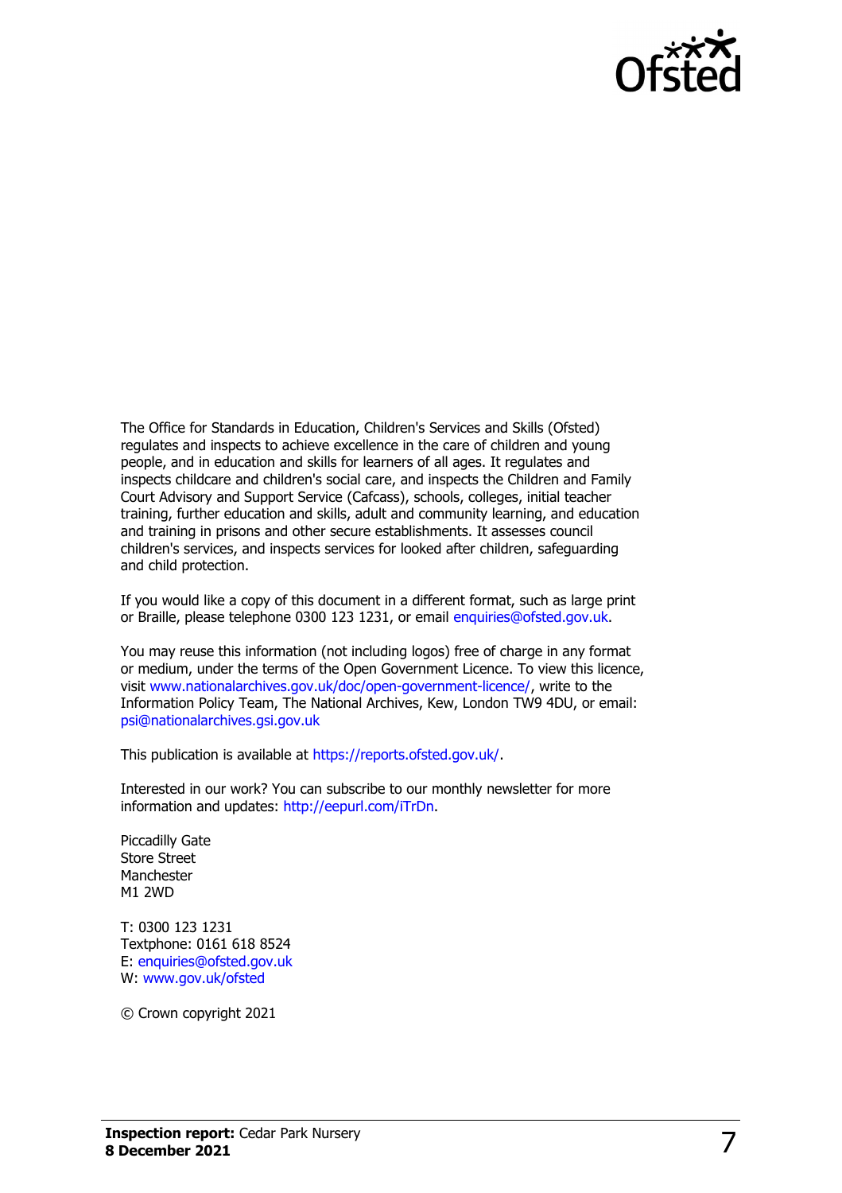The Office for Standards in Education, Children's Services and Skills (Ofsted) regulates and inspects to achieve excellence in the care of children and young people, and in education and skills for learners of all ages. It regulates and inspects childcare and children's social care, and inspects the Children and Family Court Advisory and Support Service (Cafcass), schools, colleges, initial teacher training, further education and skills, adult and community learning, and education and training in prisons and other secure establishments. It assesses council children's services, and inspects services for looked after children, safeguarding and child protection.

If you would like a copy of this document in a different format, such as large print or Braille, please telephone 0300 123 1231, or email enquiries@ofsted.gov.uk.

You may reuse this information (not including logos) free of charge in any format or medium, under the terms of the Open Government Licence. To view this licence, visit www.nationalarchives.gov.uk/doc/open-government-licence/, write to the Information Policy Team, The National Archives, Kew, London TW9 4DU, or email: psi@nationalarchives.gsi.gov.uk

This publication is available at https://reports.ofsted.gov.uk/.

Interested in our work? You can subscribe to our monthly newsletter for more information and updates: http://eepurl.com/iTrDn.

Piccadilly Gate
Store Street
Manchester
M1 2WD

T: 0300 123 1231
Textphone: 0161 618 8524
E: enquiries@ofsted.gov.uk
W: www.gov.uk/ofsted

© Crown copyright 2021